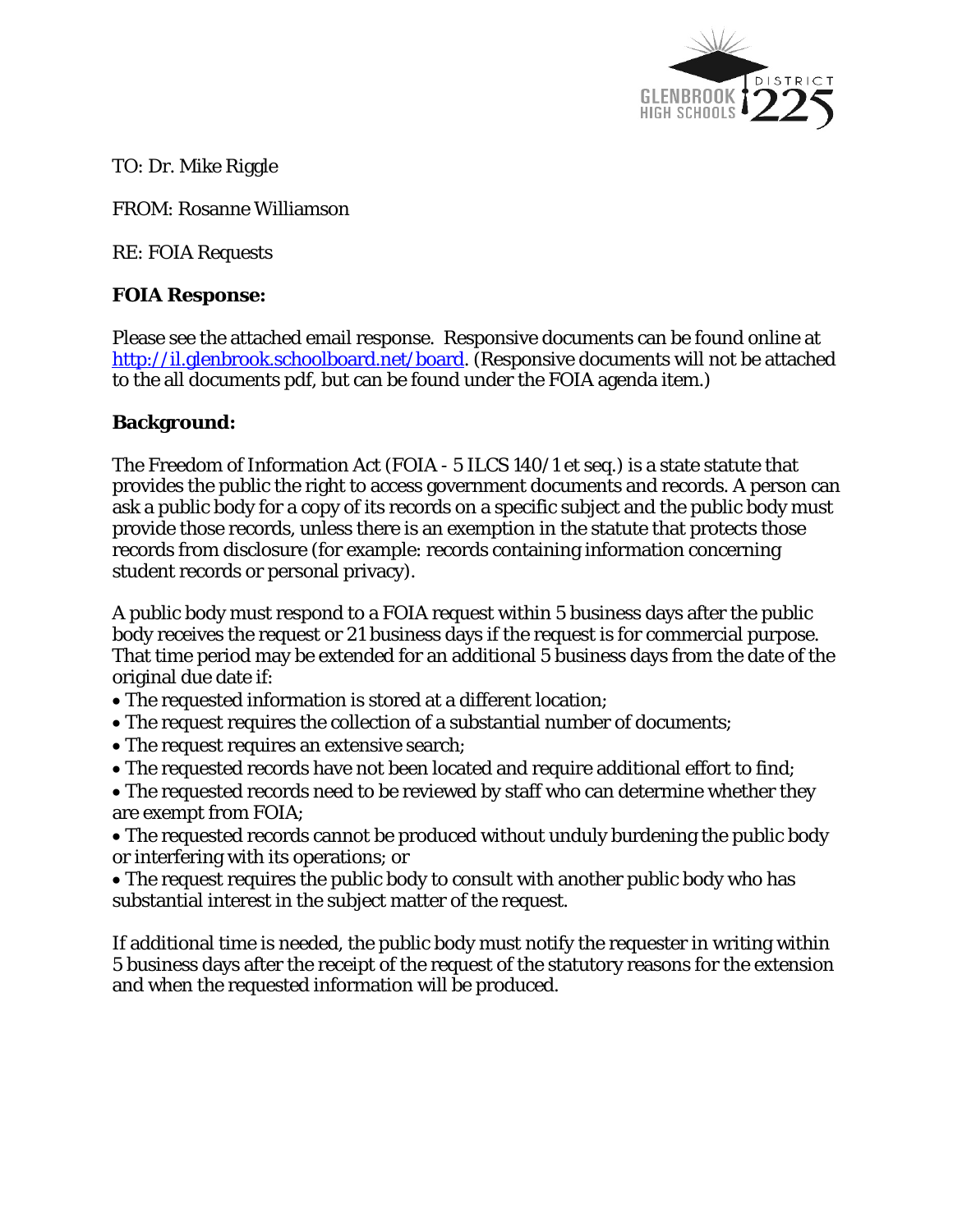TO: Dr. Mike Riggle

FROM: Rosanne Williamson

RE: FOIA Requests

**FOIA Response:**

Please see the attached email response. Responsive documents can be found online at [http://il.glenbrook.schoolboard.net/board](http://il.glenbrook.schoolboard.net/board). (Responsive documents will not be attached to the all documents pdf, but can be found under the FOIA agenda item.)

**Background:**

The Freedom of Information Act (FOIA - 5 ILCS 140/1 et seq.) is a state statute that provides the public the right to access government documents and records. A person can ask a public body for a copy of its records on a specific subject and the public body must provide those records, unless there is an exemption in the statute that protects those records from disclosure (for example: records containing information concerning student records or personal privacy).

A public body must respond to a FOIA request within 5 business days after the public body receives the request or 21 business days if the request is for commercial purpose. That time period may be extended for an additional 5 business days from the date of the original due date if:

- The requested information is stored at a different location;
- The request requires the collection of a substantial number of documents;
- The request requires an extensive search;
- The requested records have not been located and require additional effort to find;
- The requested records need to be reviewed by staff who can determine whether they are exempt from FOIA;
- The requested records cannot be produced without unduly burdening the public body or interfering with its operations; or
- The request requires the public body to consult with another public body who has substantial interest in the subject matter of the request.

If additional time is needed, the public body must notify the requester in writing within 5 business days after the receipt of the request of the statutory reasons for the extension and when the requested information will be produced.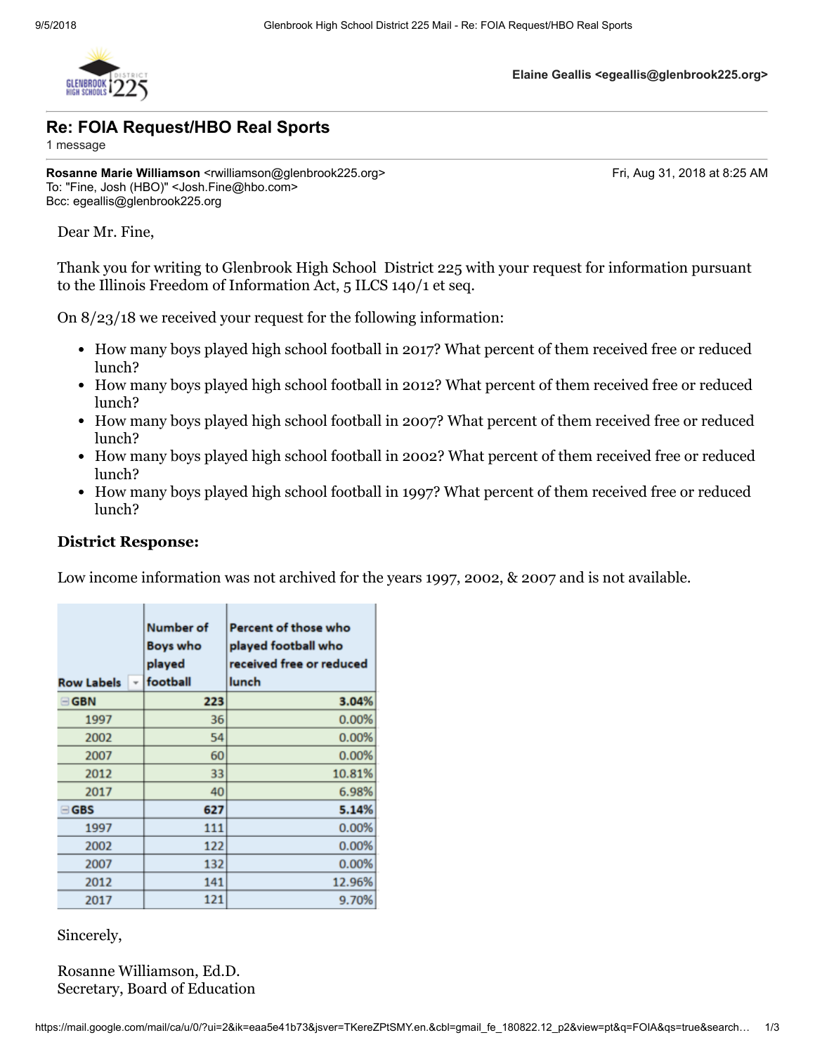Elaine Geallis <egeallis@glenbrook225.org>

# Re: FOIA Request/HBO Real Sports

1 message

**Rosanne Marie Williamson** <rwilliamson@glenbrook225.org> — Fri, Aug 31, 2018 at 8:25 AM
To: "Fine, Josh (HBO)" <Josh.Fine@hbo.com>
Bcc: egeallis@glenbrook225.org

Dear Mr. Fine,

Thank you for writing to Glenbrook High School District 225 with your request for information pursuant to the Illinois Freedom of Information Act, 5 ILCS 140/1 et seq.

On 8/23/18 we received your request for the following information:

- How many boys played high school football in 2017? What percent of them received free or reduced lunch?
- How many boys played high school football in 2012? What percent of them received free or reduced lunch?
- How many boys played high school football in 2007? What percent of them received free or reduced lunch?
- How many boys played high school football in 2002? What percent of them received free or reduced lunch?
- How many boys played high school football in 1997? What percent of them received free or reduced lunch?

**District Response:**

Low income information was not archived for the years 1997, 2002, & 2007 and is not available.

| Row Labels | Number of Boys who played football | Percent of those who played football who received free or reduced lunch |
|---|---|---|
| **GBN** | **223** | **3.04%** |
| 1997 | 36 | 0.00% |
| 2002 | 54 | 0.00% |
| 2007 | 60 | 0.00% |
| 2012 | 33 | 10.81% |
| 2017 | 40 | 6.98% |
| **GBS** | **627** | **5.14%** |
| 1997 | 111 | 0.00% |
| 2002 | 122 | 0.00% |
| 2007 | 132 | 0.00% |
| 2012 | 141 | 12.96% |
| 2017 | 121 | 9.70% |

Sincerely,

Rosanne Williamson, Ed.D.
Secretary, Board of Education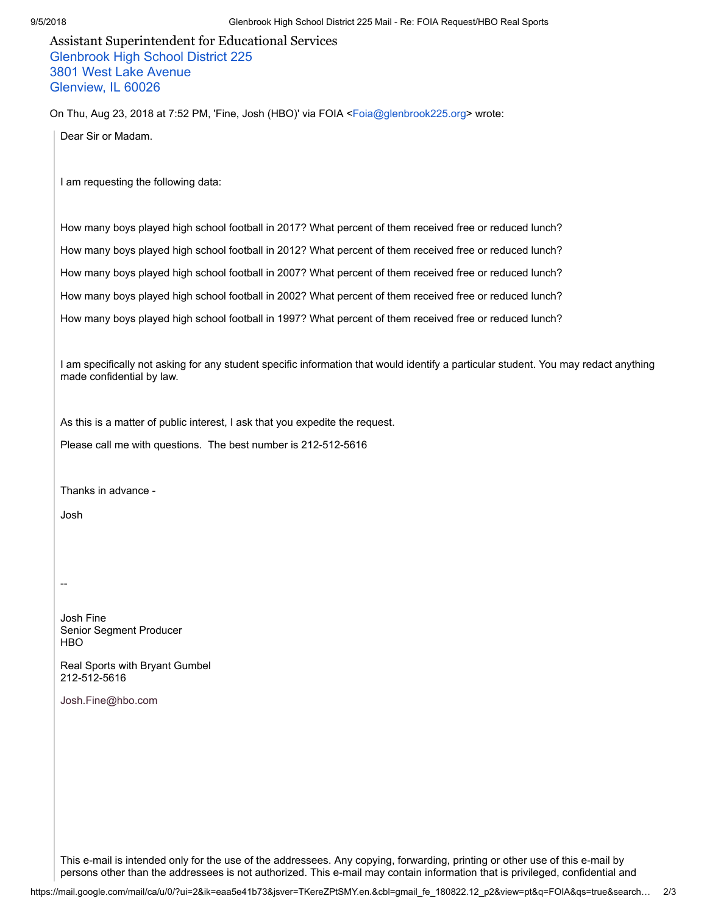Assistant Superintendent for Educational Services
Glenbrook High School District 225
3801 West Lake Avenue
Glenview, IL 60026

On Thu, Aug 23, 2018 at 7:52 PM, 'Fine, Josh (HBO)' via FOIA <Foia@glenbrook225.org> wrote:

> Dear Sir or Madam.
>
> I am requesting the following data:
>
> How many boys played high school football in 2017? What percent of them received free or reduced lunch?
>
> How many boys played high school football in 2012? What percent of them received free or reduced lunch?
>
> How many boys played high school football in 2007? What percent of them received free or reduced lunch?
>
> How many boys played high school football in 2002? What percent of them received free or reduced lunch?
>
> How many boys played high school football in 1997? What percent of them received free or reduced lunch?
>
> I am specifically not asking for any student specific information that would identify a particular student. You may redact anything made confidential by law.
>
> As this is a matter of public interest, I ask that you expedite the request.
>
> Please call me with questions. The best number is 212-512-5616
>
> Thanks in advance -
>
> Josh
>
> --
>
> Josh Fine
> Senior Segment Producer
> HBO
>
> Real Sports with Bryant Gumbel
> 212-512-5616
>
> Josh.Fine@hbo.com
>
> This e-mail is intended only for the use of the addressees. Any copying, forwarding, printing or other use of this e-mail by persons other than the addressees is not authorized. This e-mail may contain information that is privileged, confidential and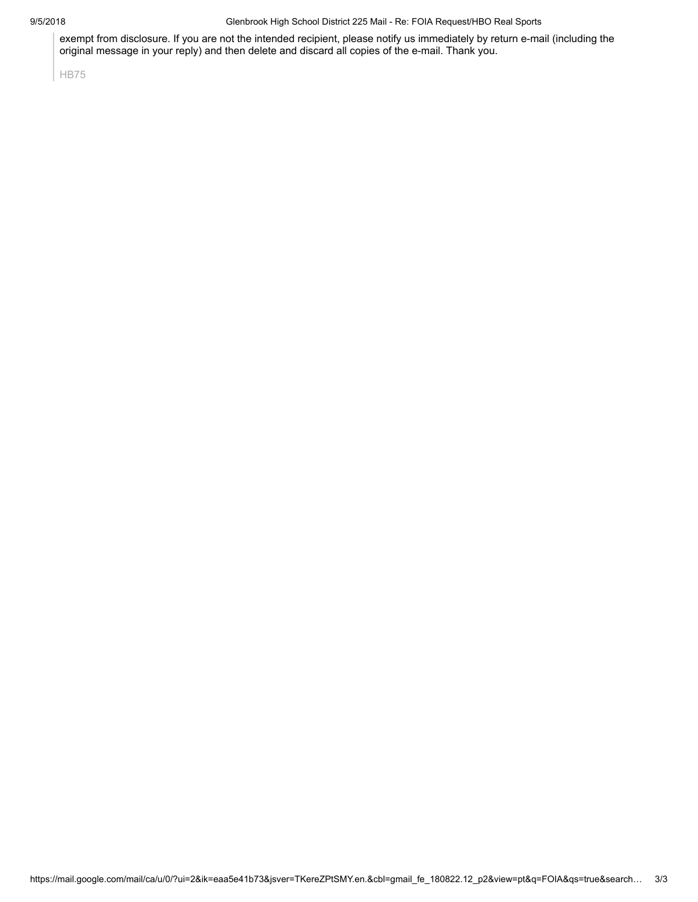exempt from disclosure. If you are not the intended recipient, please notify us immediately by return e-mail (including the original message in your reply) and then delete and discard all copies of the e-mail. Thank you.

HB75